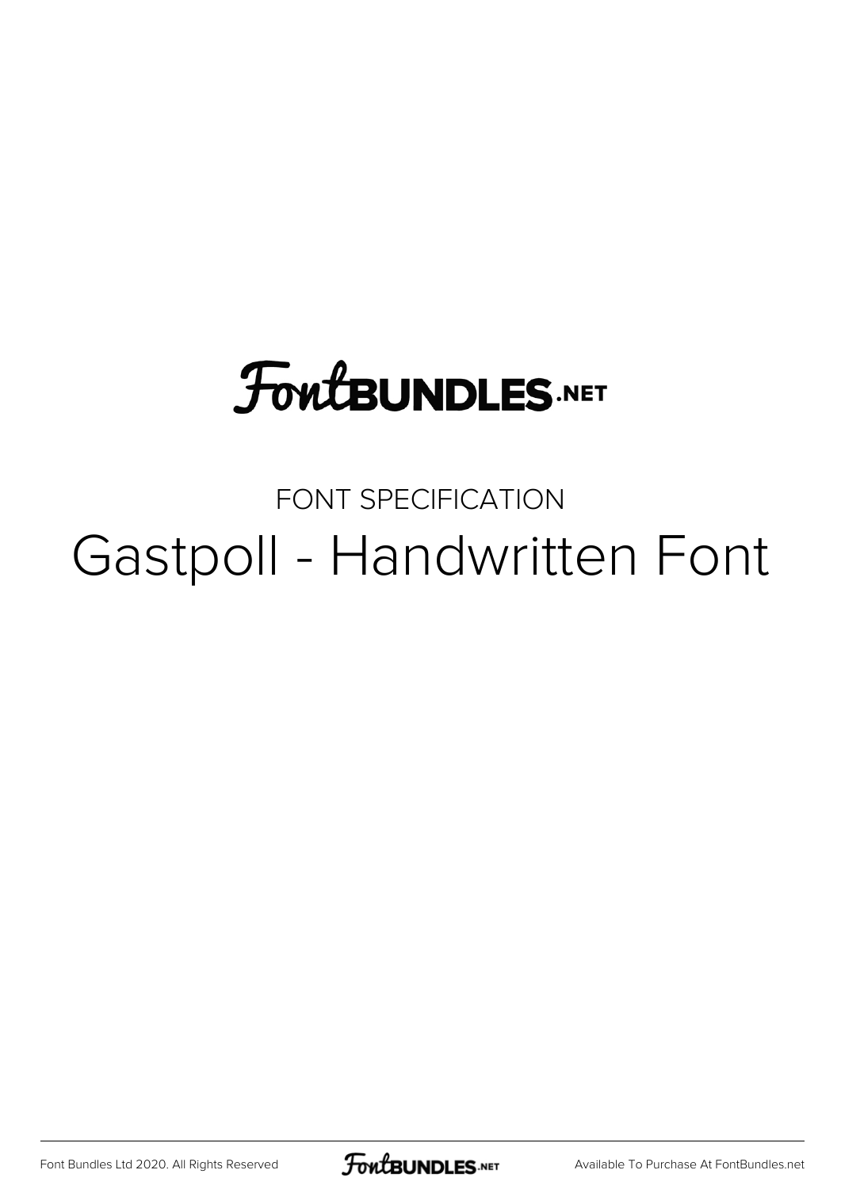FontBUNDLES.NET

FONT SPECIFICATION

# Gastpoll - Handwritten Font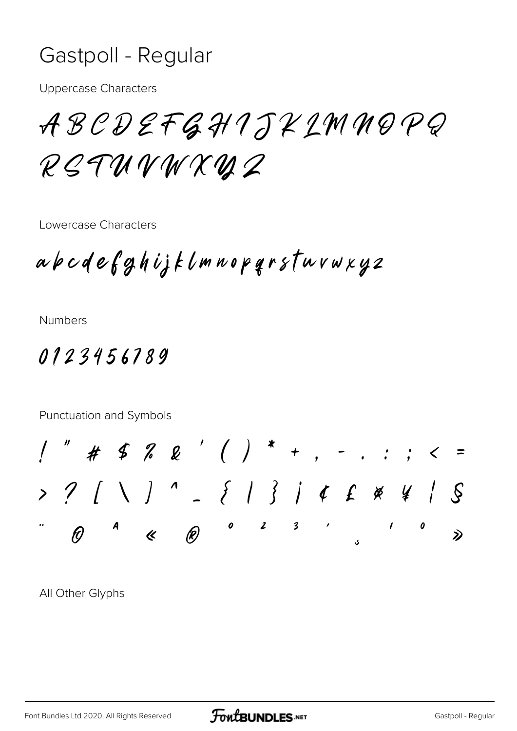# Gastpoll - Regular

Uppercase Characters

A B C D E F G H I J K L M N O P Q R S T U V W X Y Z

Lowercase Characters

a b c d e f g h i j k l m n o p q r s t u v w x y z

Numbers

0 1 2 3 4 5 6 7 8 9

Punctuation and Symbols

! " # $ % & ' ( ) * + , - . : ; < =
> ? [ \ ] ^ _ { | } ¡ ¢ £ ¤ ¥ ¦ §
¨ © ª « ® ° ² ³ ´ ¸ ¹ º »

All Other Glyphs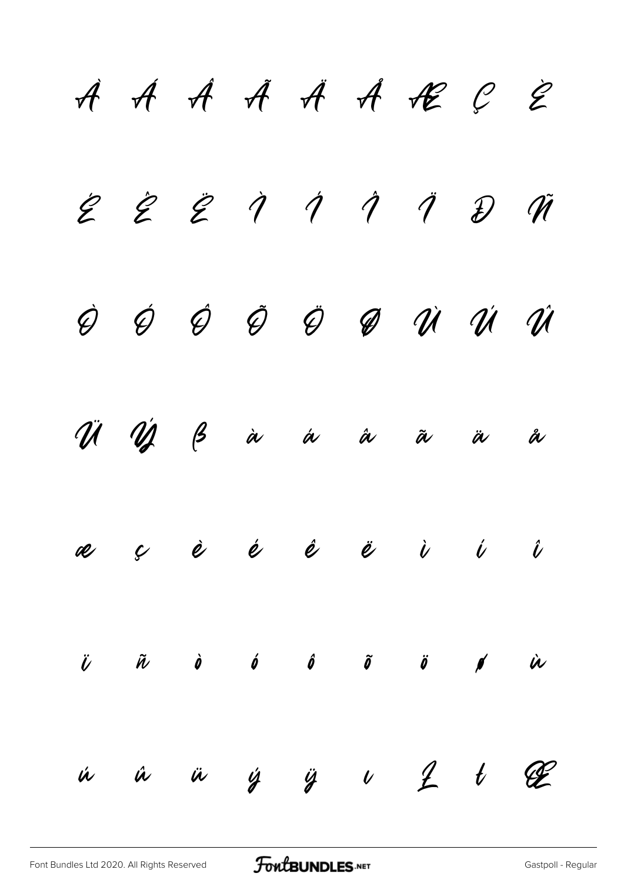À Á Â Ã Ä Å Æ Ç È

É Ê Ë Ì Í Î Ï Đ Ñ

Ò Ó Ô Õ Ö Ø Ù Ú Û

Ü Ý ß à á â ã ä å

æ ç è é ê ë ì í î

ï ñ ò ó ô õ ö ø ù

ú û ü ý ÿ ı Ł ł Œ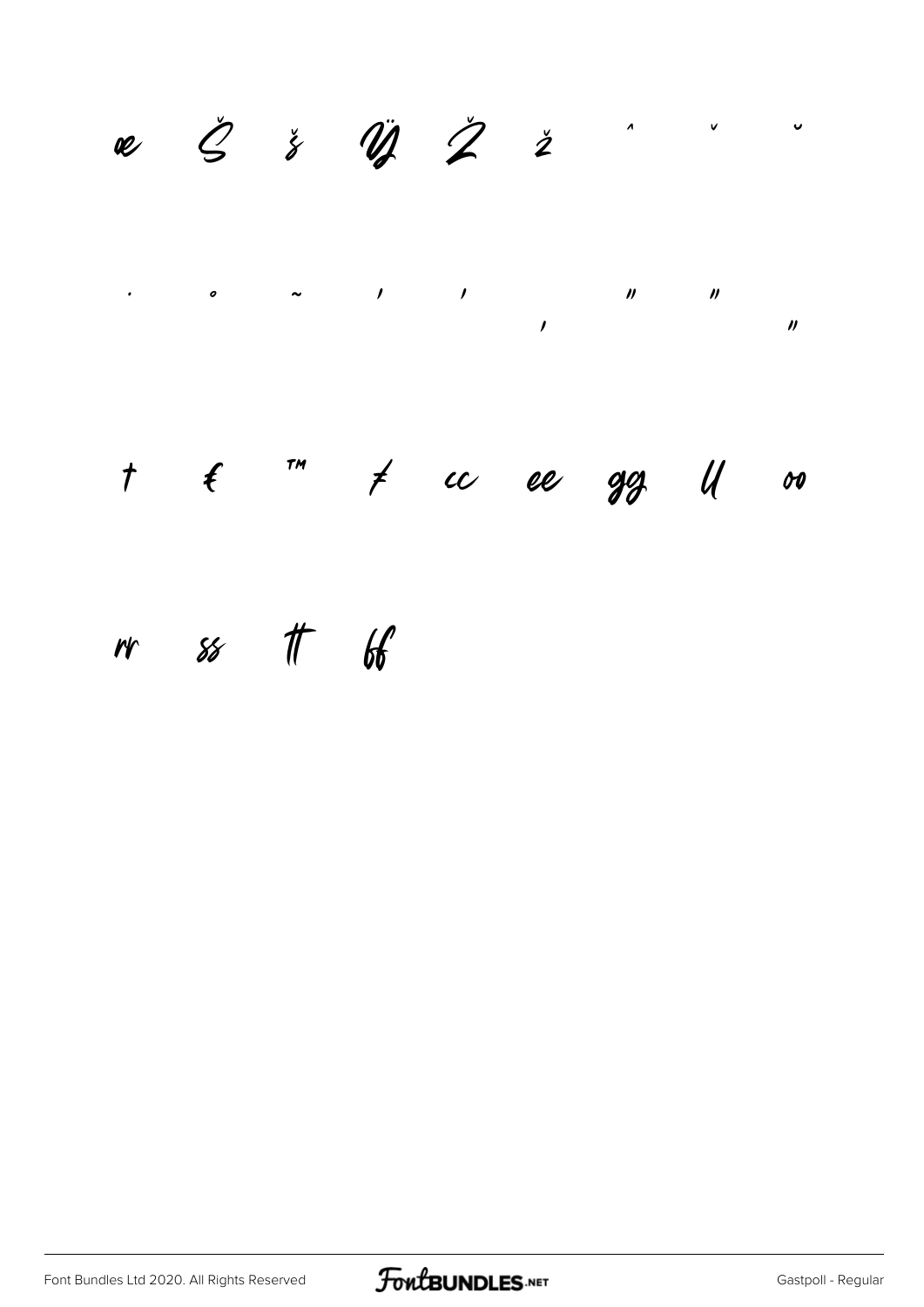œ Š š Ÿ Ž ž ˆ ˇ ˘

˙ ˚ ˜ ' ' ‚ " " „

† € ™ ≠ cc ee gg ll oo

rr ss tt ff